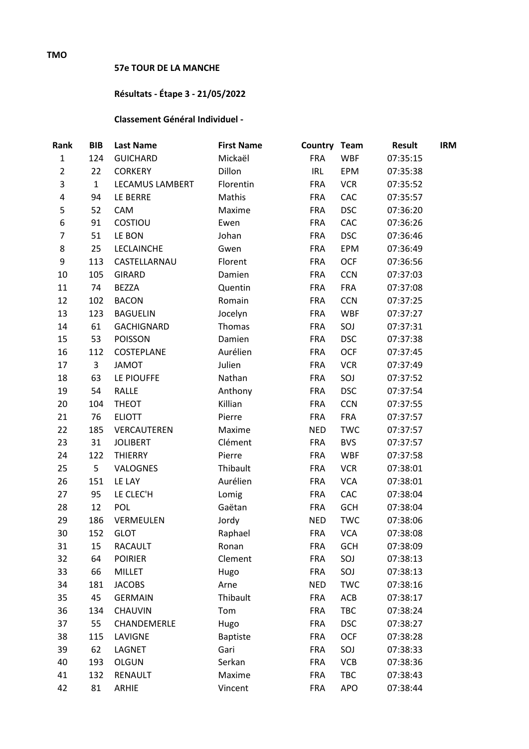TMO

**57e TOUR DE LA MANCHE**

**Résultats - Étape 3 - 21/05/2022**

**Classement Général Individuel -**

| Rank | BIB | Last Name | First Name | Country | Team | Result | IRM |
|---|---|---|---|---|---|---|---|
| 1 | 124 | GUICHARD | Mickaël | FRA | WBF | 07:35:15 | |
| 2 | 22 | CORKERY | Dillon | IRL | EPM | 07:35:38 | |
| 3 | 1 | LECAMUS LAMBERT | Florentin | FRA | VCR | 07:35:52 | |
| 4 | 94 | LE BERRE | Mathis | FRA | CAC | 07:35:57 | |
| 5 | 52 | CAM | Maxime | FRA | DSC | 07:36:20 | |
| 6 | 91 | COSTIOU | Ewen | FRA | CAC | 07:36:26 | |
| 7 | 51 | LE BON | Johan | FRA | DSC | 07:36:46 | |
| 8 | 25 | LECLAINCHE | Gwen | FRA | EPM | 07:36:49 | |
| 9 | 113 | CASTELLARNAU | Florent | FRA | OCF | 07:36:56 | |
| 10 | 105 | GIRARD | Damien | FRA | CCN | 07:37:03 | |
| 11 | 74 | BEZZA | Quentin | FRA | FRA | 07:37:08 | |
| 12 | 102 | BACON | Romain | FRA | CCN | 07:37:25 | |
| 13 | 123 | BAGUELIN | Jocelyn | FRA | WBF | 07:37:27 | |
| 14 | 61 | GACHIGNARD | Thomas | FRA | SOJ | 07:37:31 | |
| 15 | 53 | POISSON | Damien | FRA | DSC | 07:37:38 | |
| 16 | 112 | COSTEPLANE | Aurélien | FRA | OCF | 07:37:45 | |
| 17 | 3 | JAMOT | Julien | FRA | VCR | 07:37:49 | |
| 18 | 63 | LE PIOUFFE | Nathan | FRA | SOJ | 07:37:52 | |
| 19 | 54 | RALLE | Anthony | FRA | DSC | 07:37:54 | |
| 20 | 104 | THEOT | Killian | FRA | CCN | 07:37:55 | |
| 21 | 76 | ELIOTT | Pierre | FRA | FRA | 07:37:57 | |
| 22 | 185 | VERCAUTEREN | Maxime | NED | TWC | 07:37:57 | |
| 23 | 31 | JOLIBERT | Clément | FRA | BVS | 07:37:57 | |
| 24 | 122 | THIERRY | Pierre | FRA | WBF | 07:37:58 | |
| 25 | 5 | VALOGNES | Thibault | FRA | VCR | 07:38:01 | |
| 26 | 151 | LE LAY | Aurélien | FRA | VCA | 07:38:01 | |
| 27 | 95 | LE CLEC'H | Lomig | FRA | CAC | 07:38:04 | |
| 28 | 12 | POL | Gaëtan | FRA | GCH | 07:38:04 | |
| 29 | 186 | VERMEULEN | Jordy | NED | TWC | 07:38:06 | |
| 30 | 152 | GLOT | Raphael | FRA | VCA | 07:38:08 | |
| 31 | 15 | RACAULT | Ronan | FRA | GCH | 07:38:09 | |
| 32 | 64 | POIRIER | Clement | FRA | SOJ | 07:38:13 | |
| 33 | 66 | MILLET | Hugo | FRA | SOJ | 07:38:13 | |
| 34 | 181 | JACOBS | Arne | NED | TWC | 07:38:16 | |
| 35 | 45 | GERMAIN | Thibault | FRA | ACB | 07:38:17 | |
| 36 | 134 | CHAUVIN | Tom | FRA | TBC | 07:38:24 | |
| 37 | 55 | CHANDEMERLE | Hugo | FRA | DSC | 07:38:27 | |
| 38 | 115 | LAVIGNE | Baptiste | FRA | OCF | 07:38:28 | |
| 39 | 62 | LAGNET | Gari | FRA | SOJ | 07:38:33 | |
| 40 | 193 | OLGUN | Serkan | FRA | VCB | 07:38:36 | |
| 41 | 132 | RENAULT | Maxime | FRA | TBC | 07:38:43 | |
| 42 | 81 | ARHIE | Vincent | FRA | APO | 07:38:44 | |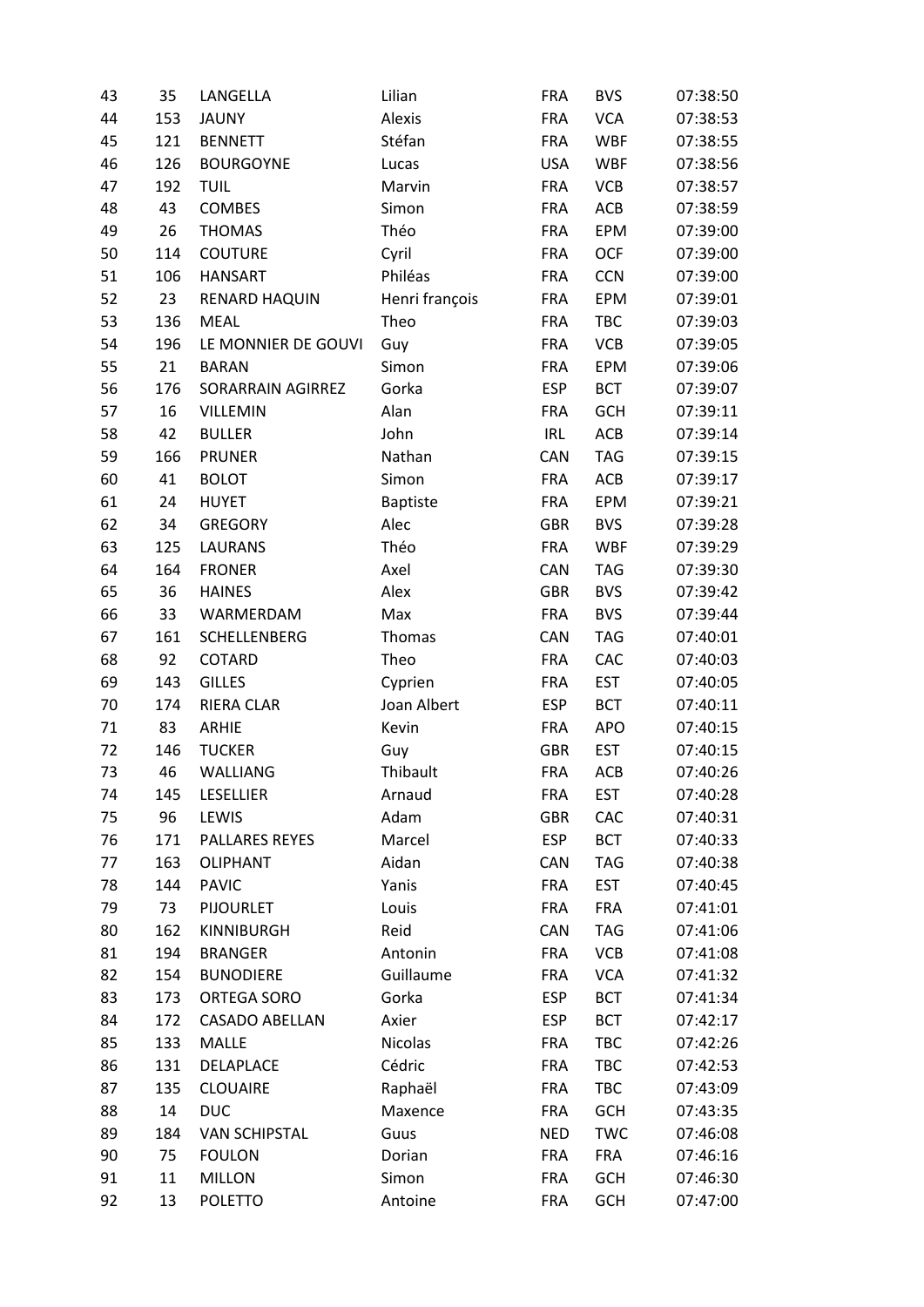| 43 | 35 | LANGELLA | Lilian | FRA | BVS | 07:38:50 |
|---|---|---|---|---|---|---|
| 44 | 153 | JAUNY | Alexis | FRA | VCA | 07:38:53 |
| 45 | 121 | BENNETT | Stéfan | FRA | WBF | 07:38:55 |
| 46 | 126 | BOURGOYNE | Lucas | USA | WBF | 07:38:56 |
| 47 | 192 | TUIL | Marvin | FRA | VCB | 07:38:57 |
| 48 | 43 | COMBES | Simon | FRA | ACB | 07:38:59 |
| 49 | 26 | THOMAS | Théo | FRA | EPM | 07:39:00 |
| 50 | 114 | COUTURE | Cyril | FRA | OCF | 07:39:00 |
| 51 | 106 | HANSART | Philéas | FRA | CCN | 07:39:00 |
| 52 | 23 | RENARD HAQUIN | Henri françois | FRA | EPM | 07:39:01 |
| 53 | 136 | MEAL | Theo | FRA | TBC | 07:39:03 |
| 54 | 196 | LE MONNIER DE GOUVI | Guy | FRA | VCB | 07:39:05 |
| 55 | 21 | BARAN | Simon | FRA | EPM | 07:39:06 |
| 56 | 176 | SORARRAIN AGIRREZ | Gorka | ESP | BCT | 07:39:07 |
| 57 | 16 | VILLEMIN | Alan | FRA | GCH | 07:39:11 |
| 58 | 42 | BULLER | John | IRL | ACB | 07:39:14 |
| 59 | 166 | PRUNER | Nathan | CAN | TAG | 07:39:15 |
| 60 | 41 | BOLOT | Simon | FRA | ACB | 07:39:17 |
| 61 | 24 | HUYET | Baptiste | FRA | EPM | 07:39:21 |
| 62 | 34 | GREGORY | Alec | GBR | BVS | 07:39:28 |
| 63 | 125 | LAURANS | Théo | FRA | WBF | 07:39:29 |
| 64 | 164 | FRONER | Axel | CAN | TAG | 07:39:30 |
| 65 | 36 | HAINES | Alex | GBR | BVS | 07:39:42 |
| 66 | 33 | WARMERDAM | Max | FRA | BVS | 07:39:44 |
| 67 | 161 | SCHELLENBERG | Thomas | CAN | TAG | 07:40:01 |
| 68 | 92 | COTARD | Theo | FRA | CAC | 07:40:03 |
| 69 | 143 | GILLES | Cyprien | FRA | EST | 07:40:05 |
| 70 | 174 | RIERA CLAR | Joan Albert | ESP | BCT | 07:40:11 |
| 71 | 83 | ARHIE | Kevin | FRA | APO | 07:40:15 |
| 72 | 146 | TUCKER | Guy | GBR | EST | 07:40:15 |
| 73 | 46 | WALLIANG | Thibault | FRA | ACB | 07:40:26 |
| 74 | 145 | LESELLIER | Arnaud | FRA | EST | 07:40:28 |
| 75 | 96 | LEWIS | Adam | GBR | CAC | 07:40:31 |
| 76 | 171 | PALLARES REYES | Marcel | ESP | BCT | 07:40:33 |
| 77 | 163 | OLIPHANT | Aidan | CAN | TAG | 07:40:38 |
| 78 | 144 | PAVIC | Yanis | FRA | EST | 07:40:45 |
| 79 | 73 | PIJOURLET | Louis | FRA | FRA | 07:41:01 |
| 80 | 162 | KINNIBURGH | Reid | CAN | TAG | 07:41:06 |
| 81 | 194 | BRANGER | Antonin | FRA | VCB | 07:41:08 |
| 82 | 154 | BUNODIERE | Guillaume | FRA | VCA | 07:41:32 |
| 83 | 173 | ORTEGA SORO | Gorka | ESP | BCT | 07:41:34 |
| 84 | 172 | CASADO ABELLAN | Axier | ESP | BCT | 07:42:17 |
| 85 | 133 | MALLE | Nicolas | FRA | TBC | 07:42:26 |
| 86 | 131 | DELAPLACE | Cédric | FRA | TBC | 07:42:53 |
| 87 | 135 | CLOUAIRE | Raphaël | FRA | TBC | 07:43:09 |
| 88 | 14 | DUC | Maxence | FRA | GCH | 07:43:35 |
| 89 | 184 | VAN SCHIPSTAL | Guus | NED | TWC | 07:46:08 |
| 90 | 75 | FOULON | Dorian | FRA | FRA | 07:46:16 |
| 91 | 11 | MILLON | Simon | FRA | GCH | 07:46:30 |
| 92 | 13 | POLETTO | Antoine | FRA | GCH | 07:47:00 |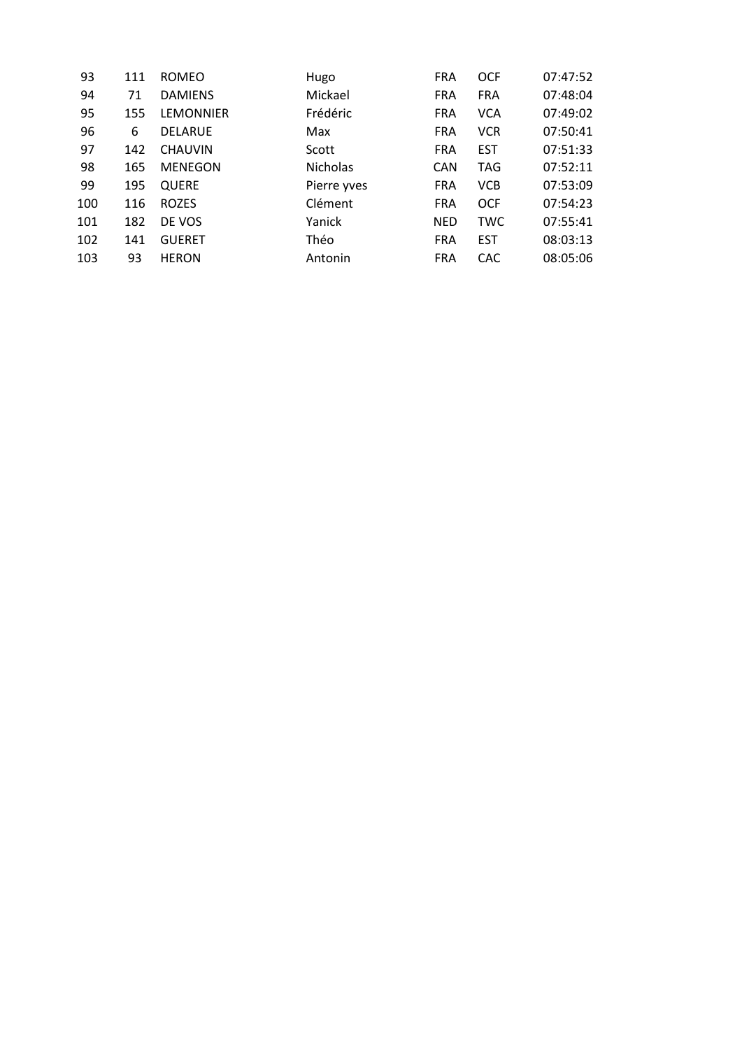| | | | | | | |
|---|---|---|---|---|---|---|
| 93 | 111 | ROMEO | Hugo | FRA | OCF | 07:47:52 |
| 94 | 71 | DAMIENS | Mickael | FRA | FRA | 07:48:04 |
| 95 | 155 | LEMONNIER | Frédéric | FRA | VCA | 07:49:02 |
| 96 | 6 | DELARUE | Max | FRA | VCR | 07:50:41 |
| 97 | 142 | CHAUVIN | Scott | FRA | EST | 07:51:33 |
| 98 | 165 | MENEGON | Nicholas | CAN | TAG | 07:52:11 |
| 99 | 195 | QUERE | Pierre yves | FRA | VCB | 07:53:09 |
| 100 | 116 | ROZES | Clément | FRA | OCF | 07:54:23 |
| 101 | 182 | DE VOS | Yanick | NED | TWC | 07:55:41 |
| 102 | 141 | GUERET | Théo | FRA | EST | 08:03:13 |
| 103 | 93 | HERON | Antonin | FRA | CAC | 08:05:06 |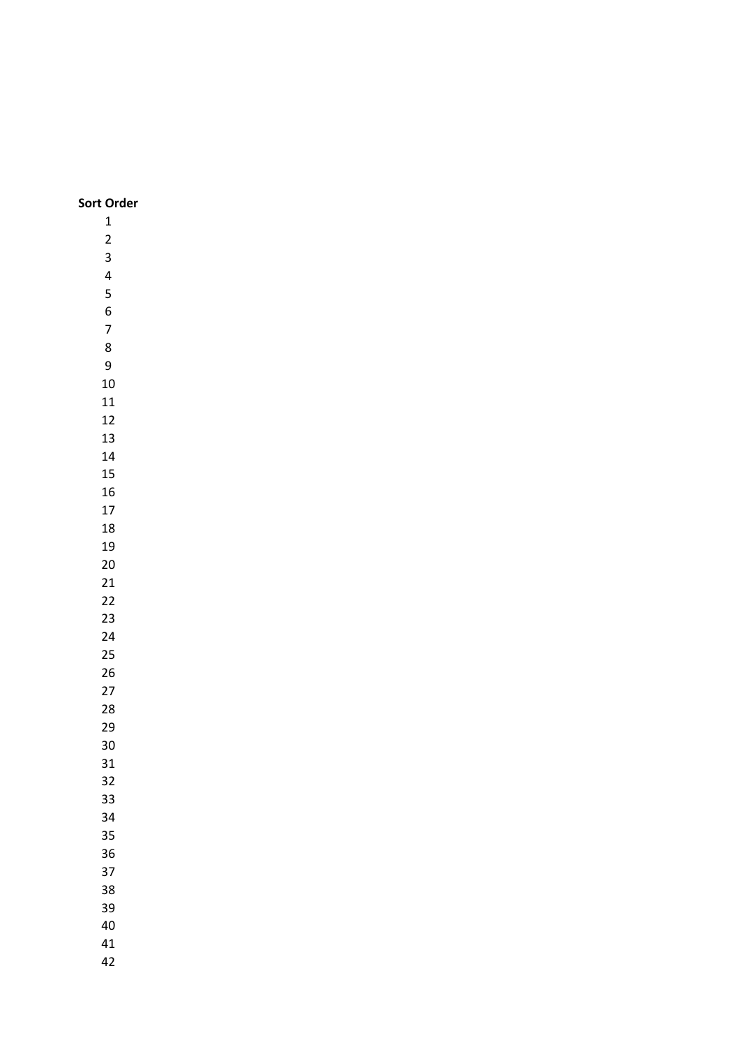| Sort Order |
|---|
| 1 |
| 2 |
| 3 |
| 4 |
| 5 |
| 6 |
| 7 |
| 8 |
| 9 |
| 10 |
| 11 |
| 12 |
| 13 |
| 14 |
| 15 |
| 16 |
| 17 |
| 18 |
| 19 |
| 20 |
| 21 |
| 22 |
| 23 |
| 24 |
| 25 |
| 26 |
| 27 |
| 28 |
| 29 |
| 30 |
| 31 |
| 32 |
| 33 |
| 34 |
| 35 |
| 36 |
| 37 |
| 38 |
| 39 |
| 40 |
| 41 |
| 42 |